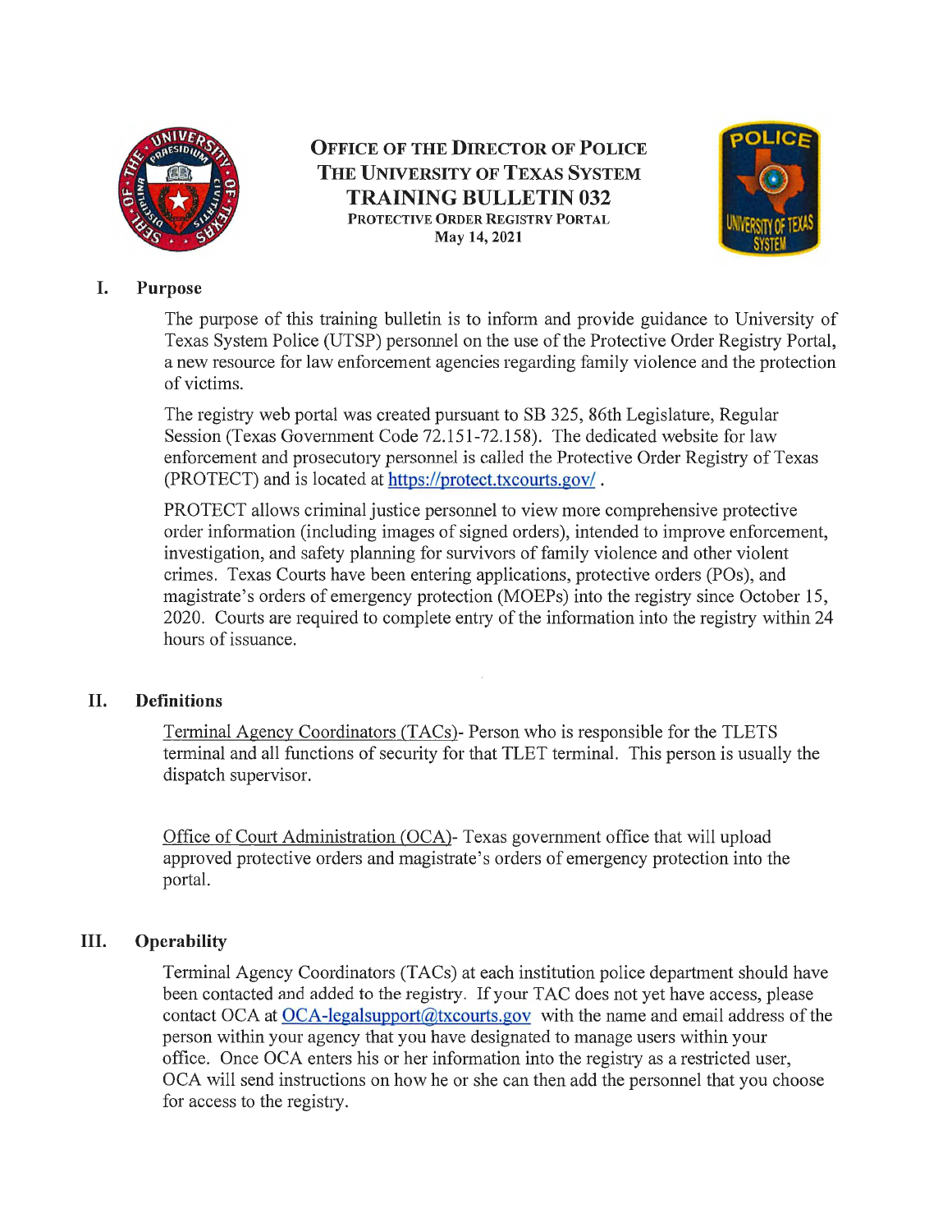# OFFICE OF THE DIRECTOR OF POLICE
## THE UNIVERSITY OF TEXAS SYSTEM
## TRAINING BULLETIN 032
### PROTECTIVE ORDER REGISTRY PORTAL
**May 14, 2021**

## I. Purpose

The purpose of this training bulletin is to inform and provide guidance to University of Texas System Police (UTSP) personnel on the use of the Protective Order Registry Portal, a new resource for law enforcement agencies regarding family violence and the protection of victims.

The registry web portal was created pursuant to SB 325, 86th Legislature, Regular Session (Texas Government Code 72.151-72.158). The dedicated website for law enforcement and prosecutory personnel is called the Protective Order Registry of Texas (PROTECT) and is located at https://protect.txcourts.gov/ .

PROTECT allows criminal justice personnel to view more comprehensive protective order information (including images of signed orders), intended to improve enforcement, investigation, and safety planning for survivors of family violence and other violent crimes. Texas Courts have been entering applications, protective orders (POs), and magistrate's orders of emergency protection (MOEPs) into the registry since October 15, 2020. Courts are required to complete entry of the information into the registry within 24 hours of issuance.

## II. Definitions

Terminal Agency Coordinators (TACs)- Person who is responsible for the TLETS terminal and all functions of security for that TLET terminal. This person is usually the dispatch supervisor.

Office of Court Administration (OCA)- Texas government office that will upload approved protective orders and magistrate's orders of emergency protection into the portal.

## III. Operability

Terminal Agency Coordinators (TACs) at each institution police department should have been contacted and added to the registry. If your TAC does not yet have access, please contact OCA at OCA-legalsupport@txcourts.gov with the name and email address of the person within your agency that you have designated to manage users within your office. Once OCA enters his or her information into the registry as a restricted user, OCA will send instructions on how he or she can then add the personnel that you choose for access to the registry.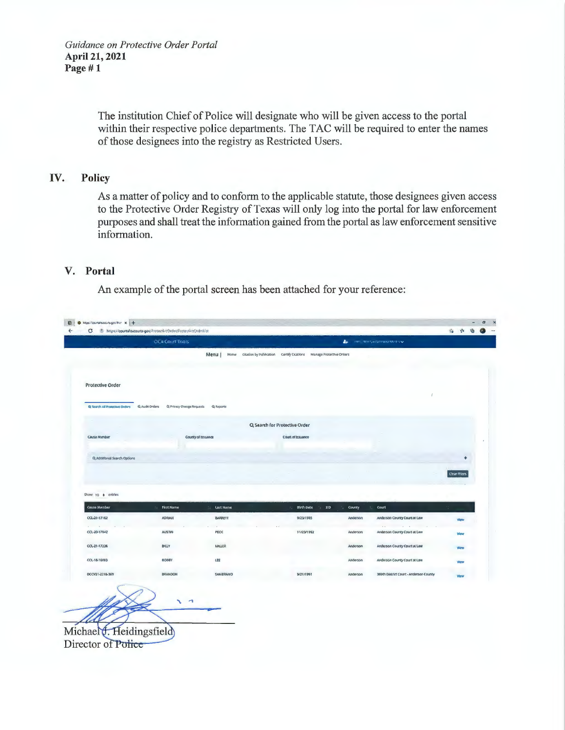The institution Chief of Police will designate who will be given access to the portal within their respective police departments. The TAC will be required to enter the names of those designees into the registry as Restricted Users.

## IV. Policy

As a matter of policy and to conform to the applicable statute, those designees given access to the Protective Order Registry of Texas will only log into the portal for law enforcement purposes and shall treat the information gained from the portal as law enforcement sensitive information.

## V. Portal

An example of the portal screen has been attached for your reference:

OCA Court Tools

Menu | Home Citation by Publication Certify Citations Manage Protective Orders

Protective Order

Search All Protective Orders | Audit Orders | Privacy Change Requests | Reports

Search for Protective Order

Cause Number | County of Issuance | Court of Issuance

Additional Search Options

Clear Filters

Show 10 entries

| Cause Number | First Name | Last Name | Birth Date | SID | County | Court | |
|---|---|---|---|---|---|---|---|
| CCL-21-17162 | ADRIAN | BARRETT | 9/23/1985 | | Anderson | Anderson County Court at Law | View |
| CCL-20-17042 | AUSTIN | PECK | 11/23/1992 | | Anderson | Anderson County Court at Law | View |
| CCL-21-17226 | BILLY | MILLER | | | Anderson | Anderson County Court at Law | View |
| CCL-18-16083 | BOBBY | LEE | | | Anderson | Anderson County Court at Law | View |
| DCCV21-2216-369 | BRANDON | SAMBRANO | 9/21/1991 | | Anderson | 369th District Court - Anderson County | View |

Michael J. Heidingsfield
Director of Police